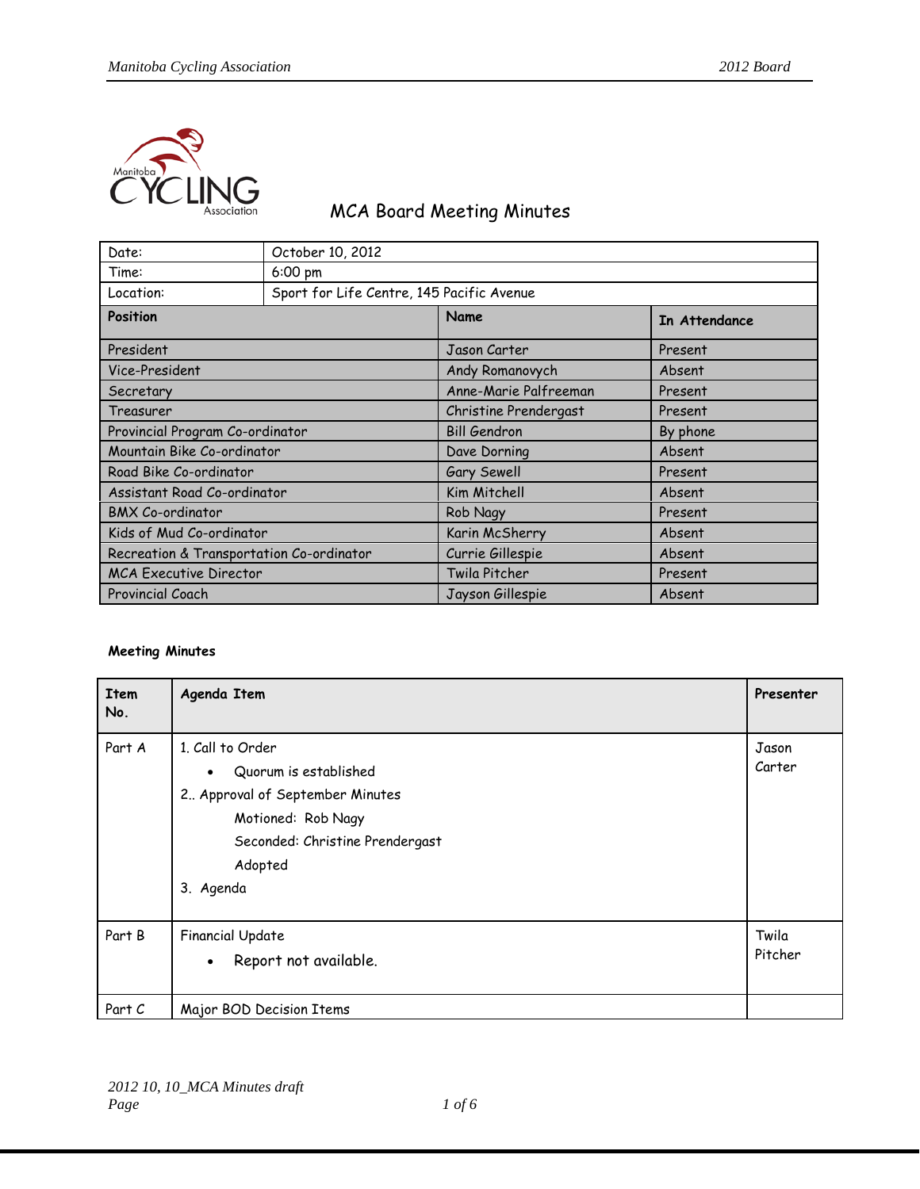# MCA Board Meeting Minutes

| Date: | October 10, 2012 | |
|---|---|---|
| Time: | 6:00 pm | |
| Location: | Sport for Life Centre, 145 Pacific Avenue | |
| **Position** | **Name** | **In Attendance** |
| President | Jason Carter | Present |
| Vice-President | Andy Romanovych | Absent |
| Secretary | Anne-Marie Palfreeman | Present |
| Treasurer | Christine Prendergast | Present |
| Provincial Program Co-ordinator | Bill Gendron | By phone |
| Mountain Bike Co-ordinator | Dave Dorning | Absent |
| Road Bike Co-ordinator | Gary Sewell | Present |
| Assistant Road Co-ordinator | Kim Mitchell | Absent |
| BMX Co-ordinator | Rob Nagy | Present |
| Kids of Mud Co-ordinator | Karin McSherry | Absent |
| Recreation & Transportation Co-ordinator | Currie Gillespie | Absent |
| MCA Executive Director | Twila Pitcher | Present |
| Provincial Coach | Jayson Gillespie | Absent |

**Meeting Minutes**

| Item No. | Agenda Item | Presenter |
|---|---|---|
| Part A | 1. Call to Order<br>• Quorum is established<br>2.. Approval of September Minutes<br>Motioned: Rob Nagy<br>Seconded: Christine Prendergast<br>Adopted<br>3. Agenda | Jason Carter |
| Part B | Financial Update<br>• Report not available. | Twila Pitcher |
| Part C | Major BOD Decision Items | |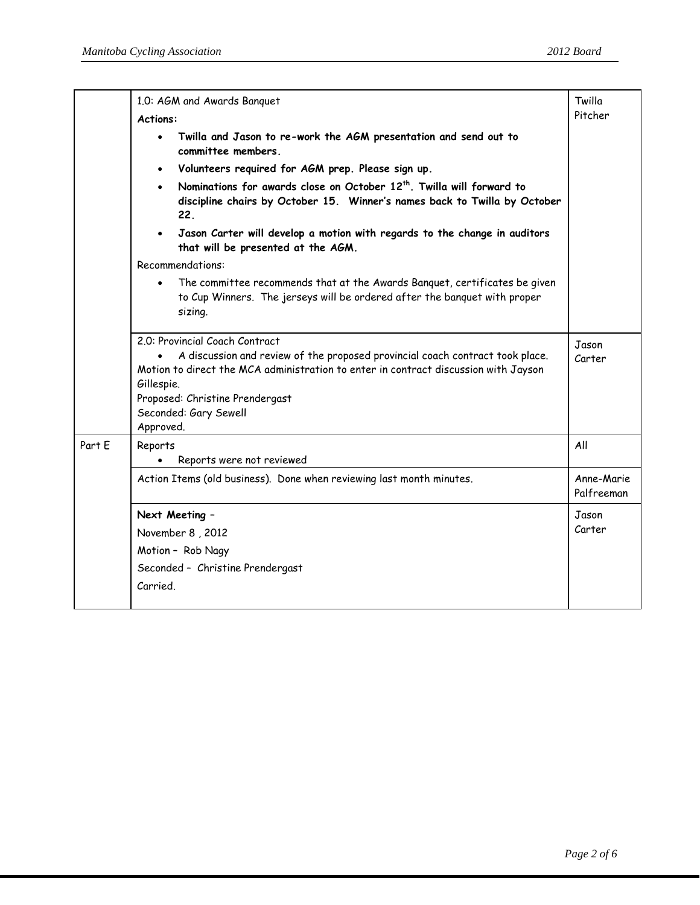| | | |
|---|---|---|
| | 1.0: AGM and Awards Banquet<br>**Actions:**<br>• **Twilla and Jason to re-work the AGM presentation and send out to committee members.**<br>• **Volunteers required for AGM prep. Please sign up.**<br>• **Nominations for awards close on October 12th. Twilla will forward to discipline chairs by October 15. Winner's names back to Twilla by October 22.**<br>• **Jason Carter will develop a motion with regards to the change in auditors that will be presented at the AGM.**<br>Recommendations:<br>• The committee recommends that at the Awards Banquet, certificates be given to Cup Winners. The jerseys will be ordered after the banquet with proper sizing. | Twilla Pitcher |
| | 2.0: Provincial Coach Contract<br>• A discussion and review of the proposed provincial coach contract took place.<br>Motion to direct the MCA administration to enter in contract discussion with Jayson Gillespie.<br>Proposed: Christine Prendergast<br>Seconded: Gary Sewell<br>Approved. | Jason Carter |
| Part E | Reports<br>• Reports were not reviewed | All |
| | Action Items (old business). Done when reviewing last month minutes. | Anne-Marie Palfreeman |
| | **Next Meeting –**<br>November 8 , 2012<br>Motion – Rob Nagy<br>Seconded – Christine Prendergast<br>Carried. | Jason Carter |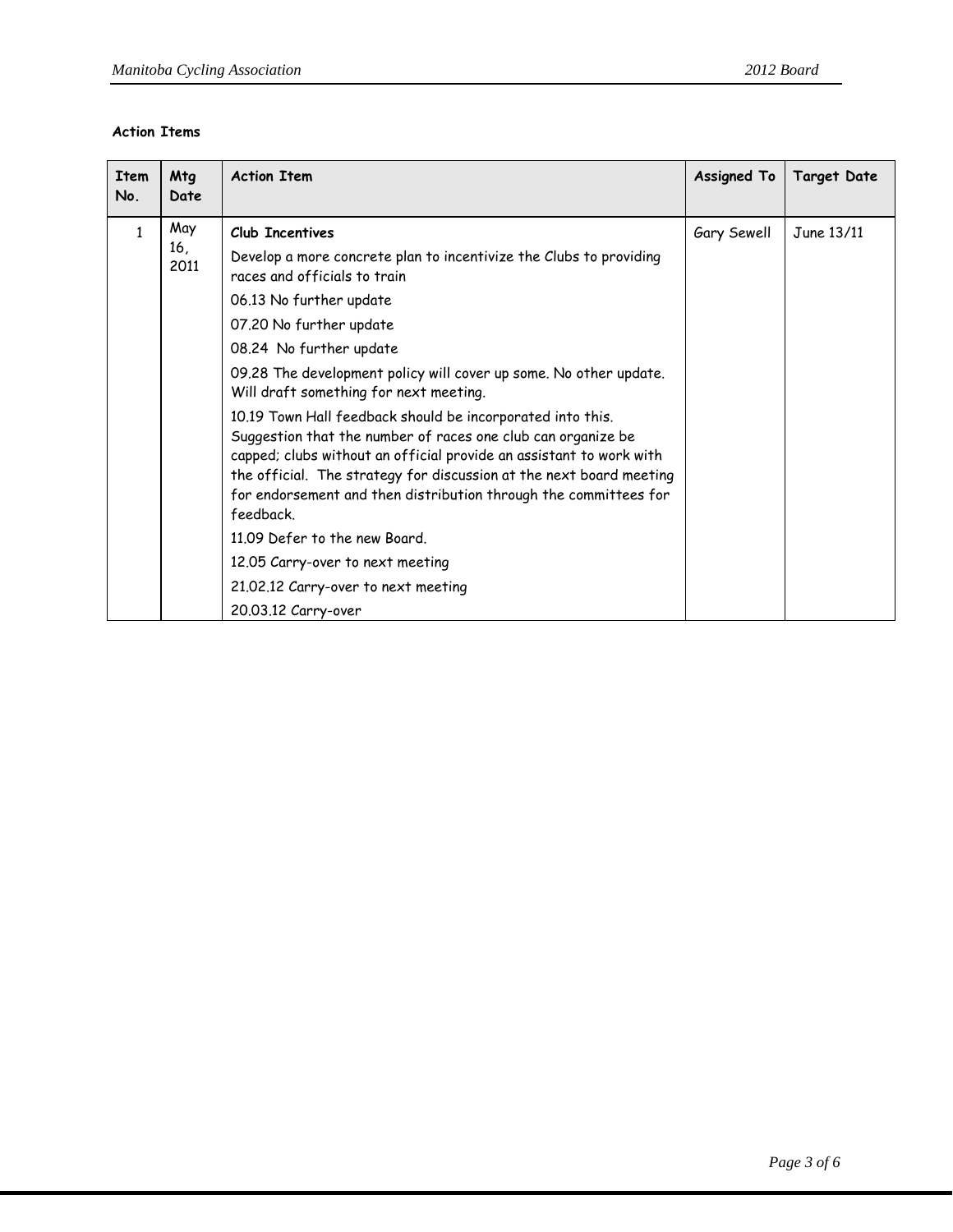**Action Items**

| Item No. | Mtg Date | Action Item | Assigned To | Target Date |
|---|---|---|---|---|
| 1 | May 16, 2011 | **Club Incentives**<br>Develop a more concrete plan to incentivize the Clubs to providing races and officials to train<br>06.13 No further update<br>07.20 No further update<br>08.24 No further update<br>09.28 The development policy will cover up some. No other update. Will draft something for next meeting.<br>10.19 Town Hall feedback should be incorporated into this. Suggestion that the number of races one club can organize be capped; clubs without an official provide an assistant to work with the official. The strategy for discussion at the next board meeting for endorsement and then distribution through the committees for feedback.<br>11.09 Defer to the new Board.<br>12.05 Carry-over to next meeting<br>21.02.12 Carry-over to next meeting<br>20.03.12 Carry-over | Gary Sewell | June 13/11 |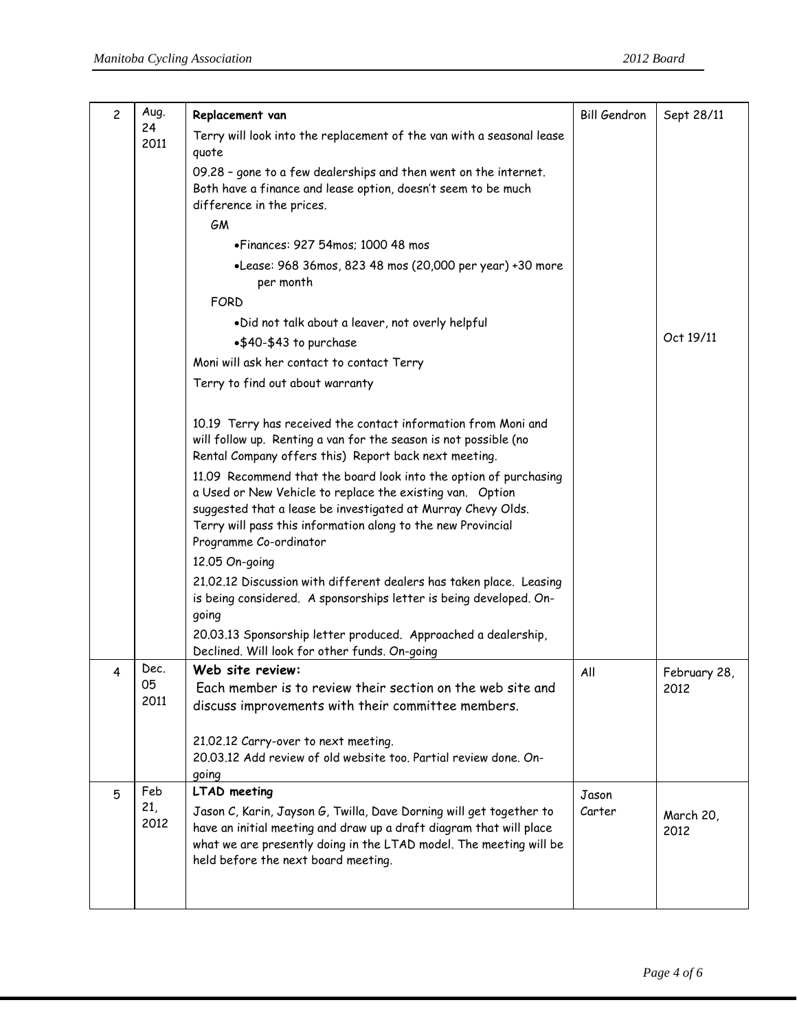| 2 | Aug. 24 2011 | **Replacement van**<br>Terry will look into the replacement of the van with a seasonal lease quote<br>09.28 – gone to a few dealerships and then went on the internet. Both have a finance and lease option, doesn't seem to be much difference in the prices.<br>GM<br>• Finances: 927 54mos; 1000 48 mos<br>• Lease: 968 36mos, 823 48 mos (20,000 per year) +30 more per month<br>FORD<br>• Did not talk about a leaver, not overly helpful<br>• $40-$43 to purchase<br>Moni will ask her contact to contact Terry<br>Terry to find out about warranty<br><br>10.19 Terry has received the contact information from Moni and will follow up. Renting a van for the season is not possible (no Rental Company offers this) Report back next meeting.<br>11.09 Recommend that the board look into the option of purchasing a Used or New Vehicle to replace the existing van. Option suggested that a lease be investigated at Murray Chevy Olds. Terry will pass this information along to the new Provincial Programme Co-ordinator<br>12.05 On-going<br>21.02.12 Discussion with different dealers has taken place. Leasing is being considered. A sponsorships letter is being developed. On-going<br>20.03.13 Sponsorship letter produced. Approached a dealership, Declined. Will look for other funds. On-going | Bill Gendron | Sept 28/11<br><br>Oct 19/11 |
|---|---|---|---|---|
| 4 | Dec. 05 2011 | **Web site review:**<br>Each member is to review their section on the web site and discuss improvements with their committee members.<br><br>21.02.12 Carry-over to next meeting.<br>20.03.12 Add review of old website too. Partial review done. On-going | All | February 28, 2012 |
| 5 | Feb 21, 2012 | **LTAD meeting**<br>Jason C, Karin, Jayson G, Twilla, Dave Dorning will get together to have an initial meeting and draw up a draft diagram that will place what we are presently doing in the LTAD model. The meeting will be held before the next board meeting. | Jason Carter | March 20, 2012 |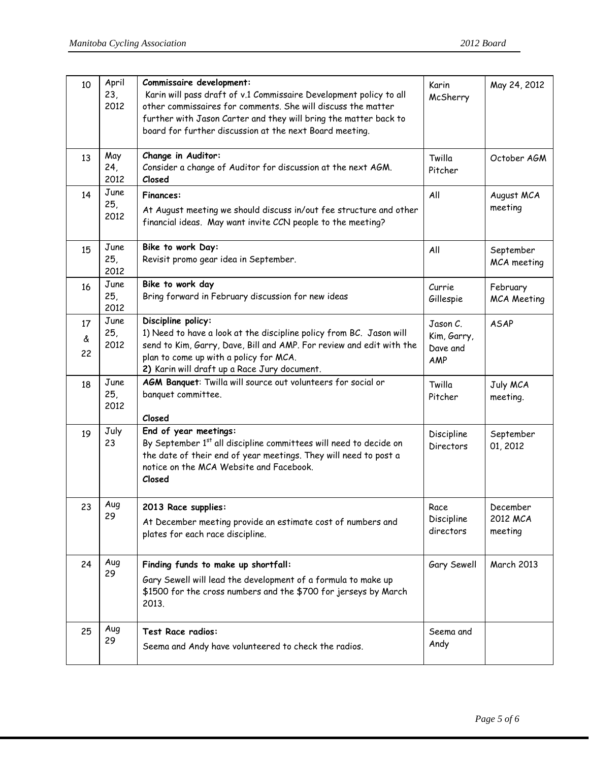| 10 | April 23, 2012 | **Commissaire development:** Karin will pass draft of v.1 Commissaire Development policy to all other commissaires for comments. She will discuss the matter further with Jason Carter and they will bring the matter back to board for further discussion at the next Board meeting. | Karin McSherry | May 24, 2012 |
|---|---|---|---|---|
| 13 | May 24, 2012 | **Change in Auditor:** Consider a change of Auditor for discussion at the next AGM. **Closed** | Twilla Pitcher | October AGM |
| 14 | June 25, 2012 | **Finances:** At August meeting we should discuss in/out fee structure and other financial ideas. May want invite CCN people to the meeting? | All | August MCA meeting |
| 15 | June 25, 2012 | **Bike to work Day:** Revisit promo gear idea in September. | All | September MCA meeting |
| 16 | June 25, 2012 | **Bike to work day** Bring forward in February discussion for new ideas | Currie Gillespie | February MCA Meeting |
| 17 & 22 | June 25, 2012 | **Discipline policy:** 1) Need to have a look at the discipline policy from BC. Jason will send to Kim, Garry, Dave, Bill and AMP. For review and edit with the plan to come up with a policy for MCA. **2)** Karin will draft up a Race Jury document. | Jason C. Kim, Garry, Dave and AMP | ASAP |
| 18 | June 25, 2012 | **AGM Banquet**: Twilla will source out volunteers for social or banquet committee. **Closed** | Twilla Pitcher | July MCA meeting. |
| 19 | July 23 | **End of year meetings:** By September 1st all discipline committees will need to decide on the date of their end of year meetings. They will need to post a notice on the MCA Website and Facebook. **Closed** | Discipline Directors | September 01, 2012 |
| 23 | Aug 29 | **2013 Race supplies:** At December meeting provide an estimate cost of numbers and plates for each race discipline. | Race Discipline directors | December 2012 MCA meeting |
| 24 | Aug 29 | **Finding funds to make up shortfall:** Gary Sewell will lead the development of a formula to make up $1500 for the cross numbers and the $700 for jerseys by March 2013. | Gary Sewell | March 2013 |
| 25 | Aug 29 | **Test Race radios:** Seema and Andy have volunteered to check the radios. | Seema and Andy | |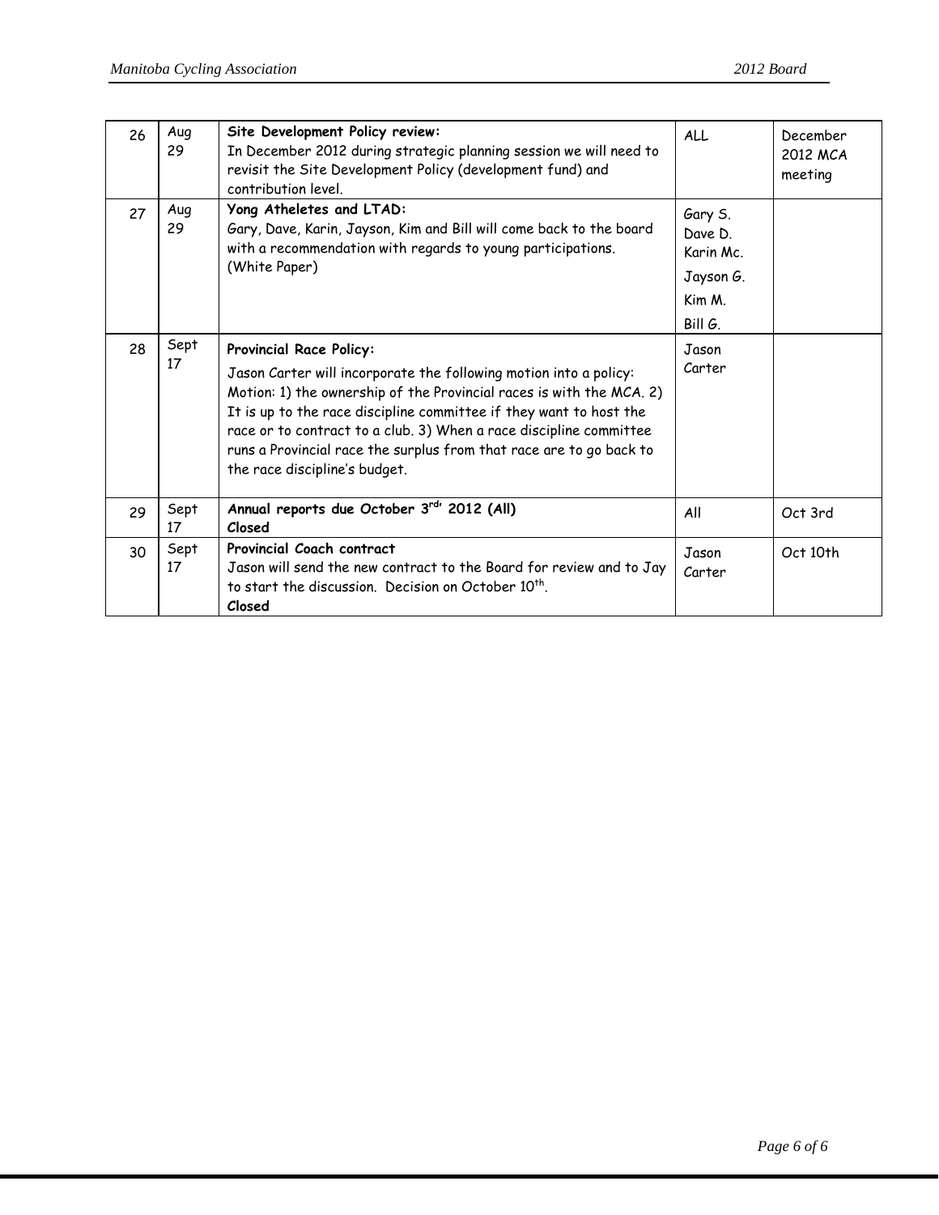| | | | | |
|---|---|---|---|---|
| 26 | Aug 29 | **Site Development Policy review:** In December 2012 during strategic planning session we will need to revisit the Site Development Policy (development fund) and contribution level. | ALL | December 2012 MCA meeting |
| 27 | Aug 29 | **Yong Atheletes and LTAD:** Gary, Dave, Karin, Jayson, Kim and Bill will come back to the board with a recommendation with regards to young participations. (White Paper) | Gary S. Dave D. Karin Mc. Jayson G. Kim M. Bill G. | |
| 28 | Sept 17 | **Provincial Race Policy:** Jason Carter will incorporate the following motion into a policy: Motion: 1) the ownership of the Provincial races is with the MCA. 2) It is up to the race discipline committee if they want to host the race or to contract to a club. 3) When a race discipline committee runs a Provincial race the surplus from that race are to go back to the race discipline's budget. | Jason Carter | |
| 29 | Sept 17 | **Annual reports due October 3rd, 2012 (All)** **Closed** | All | Oct 3rd |
| 30 | Sept 17 | **Provincial Coach contract** Jason will send the new contract to the Board for review and to Jay to start the discussion. Decision on October 10th. **Closed** | Jason Carter | Oct 10th |